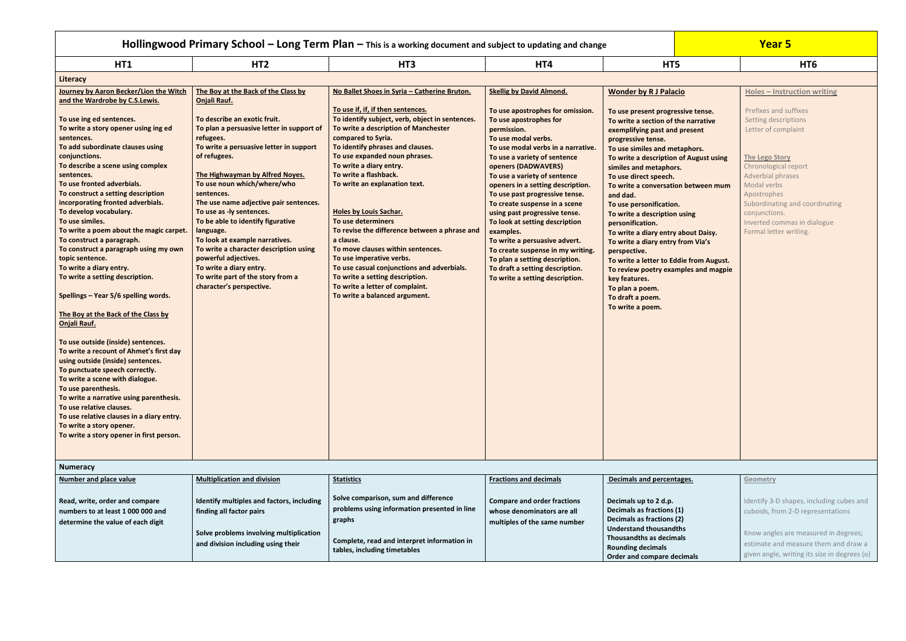# Hollingwood Primary School – Long Term Plan – This is a working document and subject to updating and change

## Year 5

| HT1 | HT2 | HT3 | HT4 | HT5 | HT6 |
|---|---|---|---|---|---|
| **Literacy** | | | | | |
| **Journey by Aaron Becker/Lion the Witch and the Wardrobe by C.S.Lewis.**<br><br>To use ing ed sentences.<br>To write a story opener using ing ed sentences.<br>To add subordinate clauses using conjunctions.<br>To describe a scene using complex sentences.<br>To use fronted adverbials.<br>To construct a setting description incorporating fronted adverbials.<br>To develop vocabulary.<br>To use similes.<br>To write a poem about the magic carpet.<br>To construct a paragraph.<br>To construct a paragraph using my own topic sentence.<br>To write a diary entry.<br>To write a setting description.<br><br>Spellings – Year 5/6 spelling words.<br><br>**The Boy at the Back of the Class by Onjali Rauf.**<br><br>To use outside (inside) sentences.<br>To write a recount of Ahmet's first day using outside (inside) sentences.<br>To punctuate speech correctly.<br>To write a scene with dialogue.<br>To use parenthesis.<br>To write a narrative using parenthesis.<br>To use relative clauses.<br>To use relative clauses in a diary entry.<br>To write a story opener.<br>To write a story opener in first person. | **The Boy at the Back of the Class by Onjali Rauf.**<br><br>To describe an exotic fruit.<br>To plan a persuasive letter in support of refugees.<br>To write a persuasive letter in support of refugees.<br><br>**The Highwayman by Alfred Noyes.**<br>To use noun which/where/who sentences.<br>The use name adjective pair sentences.<br>To use as -ly sentences.<br>To be able to identify figurative language.<br>To look at example narratives.<br>To write a character description using powerful adjectives.<br>To write a diary entry.<br>To write part of the story from a character's perspective. | **No Ballet Shoes in Syria – Catherine Bruton.**<br><br>To use if, if, if then sentences.<br>To identify subject, verb, object in sentences.<br>To write a description of Manchester compared to Syria.<br>To identify phrases and clauses.<br>To use expanded noun phrases.<br>To write a diary entry.<br>To write a flashback.<br>To write an explanation text.<br><br>**Holes by Louis Sachar.**<br>To use determiners<br>To revise the difference between a phrase and a clause.<br>To move clauses within sentences.<br>To use imperative verbs.<br>To use casual conjunctions and adverbials.<br>To write a setting description.<br>To write a letter of complaint.<br>To write a balanced argument. | **Skellig by David Almond.**<br><br>To use apostrophes for omission.<br>To use apostrophes for permission.<br>To use modal verbs.<br>To use modal verbs in a narrative.<br>To use a variety of sentence openers (DADWAVERS)<br>To use a variety of sentence openers in a setting description.<br>To use past progressive tense.<br>To create suspense in a scene using past progressive tense.<br>To look at setting description examples.<br>To write a persuasive advert.<br>To create suspense in my writing.<br>To plan a setting description.<br>To draft a setting description.<br>To write a setting description. | **Wonder by R J Palacio**<br><br>To use present progressive tense.<br>To write a section of the narrative exemplifying past and present progressive tense.<br>To use similes and metaphors.<br>To write a description of August using similes and metaphors.<br>To use direct speech.<br>To write a conversation between mum and dad.<br>To use personification.<br>To write a description using personification.<br>To write a diary entry about Daisy.<br>To write a diary entry from Via's perspective.<br>To write a letter to Eddie from August.<br>To review poetry examples and magpie key features.<br>To plan a poem.<br>To draft a poem.<br>To write a poem. | **Holes – Instruction writing**<br><br>Prefixes and suffixes<br>Setting descriptions<br>Letter of complaint<br><br>**The Lego Story**<br>Chronological report<br>Adverbial phrases<br>Modal verbs<br>Apostrophes<br>Subordinating and coordinating conjunctions.<br>Inverted commas in dialogue<br>Formal letter writing. |
| **Numeracy** | | | | | |
| **Number and place value**<br><br>Read, write, order and compare numbers to at least 1 000 000 and determine the value of each digit | **Multiplication and division**<br><br>Identify multiples and factors, including finding all factor pairs<br><br>Solve problems involving multiplication and division including using their | **Statistics**<br><br>Solve comparison, sum and difference problems using information presented in line graphs<br><br>Complete, read and interpret information in tables, including timetables | **Fractions and decimals**<br><br>Compare and order fractions whose denominators are all multiples of the same number | **Decimals and percentages.**<br><br>Decimals up to 2 d.p.<br>Decimals as fractions (1)<br>Decimals as fractions (2)<br>Understand thousandths<br>Thousandths as decimals<br>Rounding decimals<br>Order and compare decimals | **Geometry**<br><br>Identify 3-D shapes, including cubes and cuboids, from 2-D representations<br><br>Know angles are measured in degrees; estimate and measure them and draw a given angle, writing its size in degrees (o) |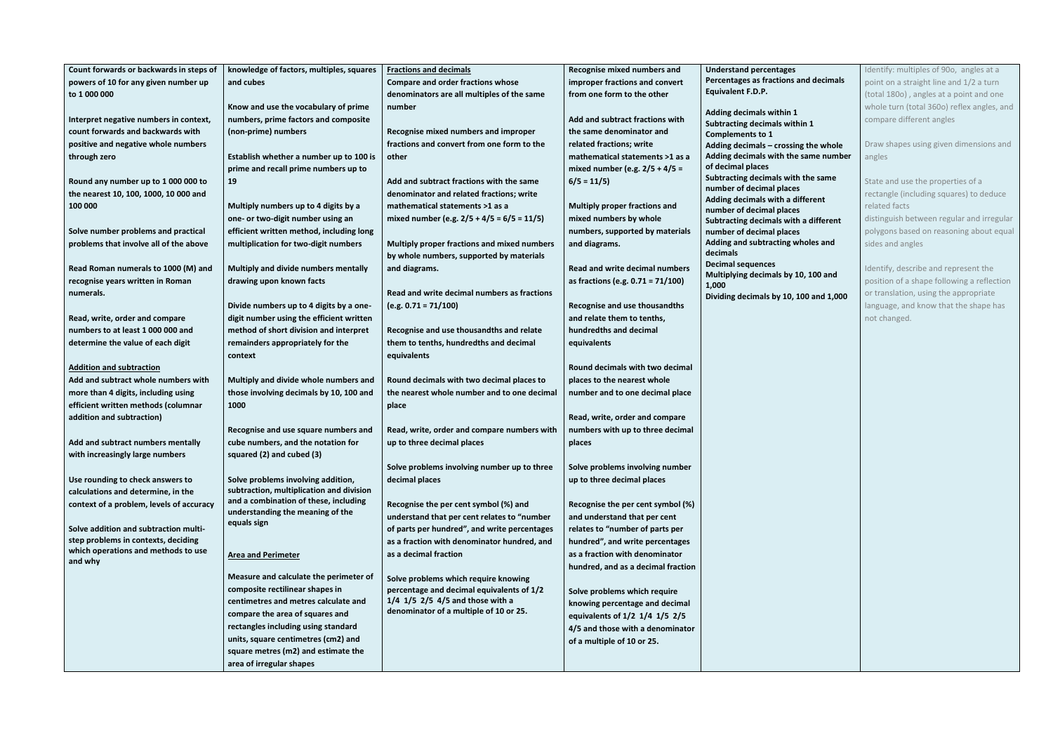| | | | | | |
|---|---|---|---|---|---|
| **Count forwards or backwards in steps of powers of 10 for any given number up to 1 000 000**<br><br>**Interpret negative numbers in context, count forwards and backwards with positive and negative whole numbers through zero**<br><br>**Round any number up to 1 000 000 to the nearest 10, 100, 1000, 10 000 and 100 000**<br><br>**Solve number problems and practical problems that involve all of the above**<br><br>**Read Roman numerals to 1000 (M) and recognise years written in Roman numerals.**<br><br>**Read, write, order and compare numbers to at least 1 000 000 and determine the value of each digit**<br><br>**Addition and subtraction**<br>**Add and subtract whole numbers with more than 4 digits, including using efficient written methods (columnar addition and subtraction)**<br><br>**Add and subtract numbers mentally with increasingly large numbers**<br><br>**Use rounding to check answers to calculations and determine, in the context of a problem, levels of accuracy**<br><br>**Solve addition and subtraction multi-step problems in contexts, deciding which operations and methods to use and why** | **knowledge of factors, multiples, squares and cubes**<br><br>**Know and use the vocabulary of prime numbers, prime factors and composite (non-prime) numbers**<br><br>**Establish whether a number up to 100 is prime and recall prime numbers up to 19**<br><br>**Multiply numbers up to 4 digits by a one- or two-digit number using an efficient written method, including long multiplication for two-digit numbers**<br><br>**Multiply and divide numbers mentally drawing upon known facts**<br><br>**Divide numbers up to 4 digits by a one-digit number using the efficient written method of short division and interpret remainders appropriately for the context**<br><br>**Multiply and divide whole numbers and those involving decimals by 10, 100 and 1000**<br><br>**Recognise and use square numbers and cube numbers, and the notation for squared (2) and cubed (3)**<br><br>**Solve problems involving addition, subtraction, multiplication and division and a combination of these, including understanding the meaning of the equals sign**<br><br>**Area and Perimeter**<br><br>**Measure and calculate the perimeter of composite rectilinear shapes in centimetres and metres calculate and compare the area of squares and rectangles including using standard units, square centimetres (cm2) and square metres (m2) and estimate the area of irregular shapes** | **Fractions and decimals**<br>**Compare and order fractions whose denominators are all multiples of the same number**<br><br>**Recognise mixed numbers and improper fractions and convert from one form to the other**<br><br>**Add and subtract fractions with the same denominator and related fractions; write mathematical statements >1 as a mixed number (e.g. 2/5 + 4/5 = 6/5 = 11/5)**<br><br>**Multiply proper fractions and mixed numbers by whole numbers, supported by materials and diagrams.**<br><br>**Read and write decimal numbers as fractions (e.g. 0.71 = 71/100)**<br><br>**Recognise and use thousandths and relate them to tenths, hundredths and decimal equivalents**<br><br>**Round decimals with two decimal places to the nearest whole number and to one decimal place**<br><br>**Read, write, order and compare numbers with up to three decimal places**<br><br>**Solve problems involving number up to three decimal places**<br><br>**Recognise the per cent symbol (%) and understand that per cent relates to "number of parts per hundred", and write percentages as a fraction with denominator hundred, and as a decimal fraction**<br><br>**Solve problems which require knowing percentage and decimal equivalents of 1/2 1/4 1/5 2/5 4/5 and those with a denominator of a multiple of 10 or 25.** | **Recognise mixed numbers and improper fractions and convert from one form to the other**<br><br>**Add and subtract fractions with the same denominator and related fractions; write mathematical statements >1 as a mixed number (e.g. 2/5 + 4/5 = 6/5 = 11/5)**<br><br>**Multiply proper fractions and mixed numbers by whole numbers, supported by materials and diagrams.**<br><br>**Read and write decimal numbers as fractions (e.g. 0.71 = 71/100)**<br><br>**Recognise and use thousandths and relate them to tenths, hundredths and decimal equivalents**<br><br>**Round decimals with two decimal places to the nearest whole number and to one decimal place**<br><br>**Read, write, order and compare numbers with up to three decimal places**<br><br>**Solve problems involving number up to three decimal places**<br><br>**Recognise the per cent symbol (%) and understand that per cent relates to "number of parts per hundred", and write percentages as a fraction with denominator hundred, and as a decimal fraction**<br><br>**Solve problems which require knowing percentage and decimal equivalents of 1/2 1/4 1/5 2/5 4/5 and those with a denominator of a multiple of 10 or 25.** | **Understand percentages**<br>**Percentages as fractions and decimals**<br>**Equivalent F.D.P.**<br><br>**Adding decimals within 1**<br>**Subtracting decimals within 1**<br>**Complements to 1**<br>**Adding decimals – crossing the whole**<br>**Adding decimals with the same number of decimal places**<br>**Subtracting decimals with the same number of decimal places**<br>**Adding decimals with a different number of decimal places**<br>**Subtracting decimals with a different number of decimal places**<br>**Adding and subtracting wholes and decimals**<br>**Decimal sequences**<br>**Multiplying decimals by 10, 100 and 1,000**<br>**Dividing decimals by 10, 100 and 1,000** | Identify: multiples of 90o, angles at a point on a straight line and 1/2 a turn (total 180o) , angles at a point and one whole turn (total 360o) reflex angles, and compare different angles<br><br>Draw shapes using given dimensions and angles<br><br>State and use the properties of a rectangle (including squares) to deduce related facts<br>distinguish between regular and irregular polygons based on reasoning about equal sides and angles<br><br>Identify, describe and represent the position of a shape following a reflection or translation, using the appropriate language, and know that the shape has not changed. |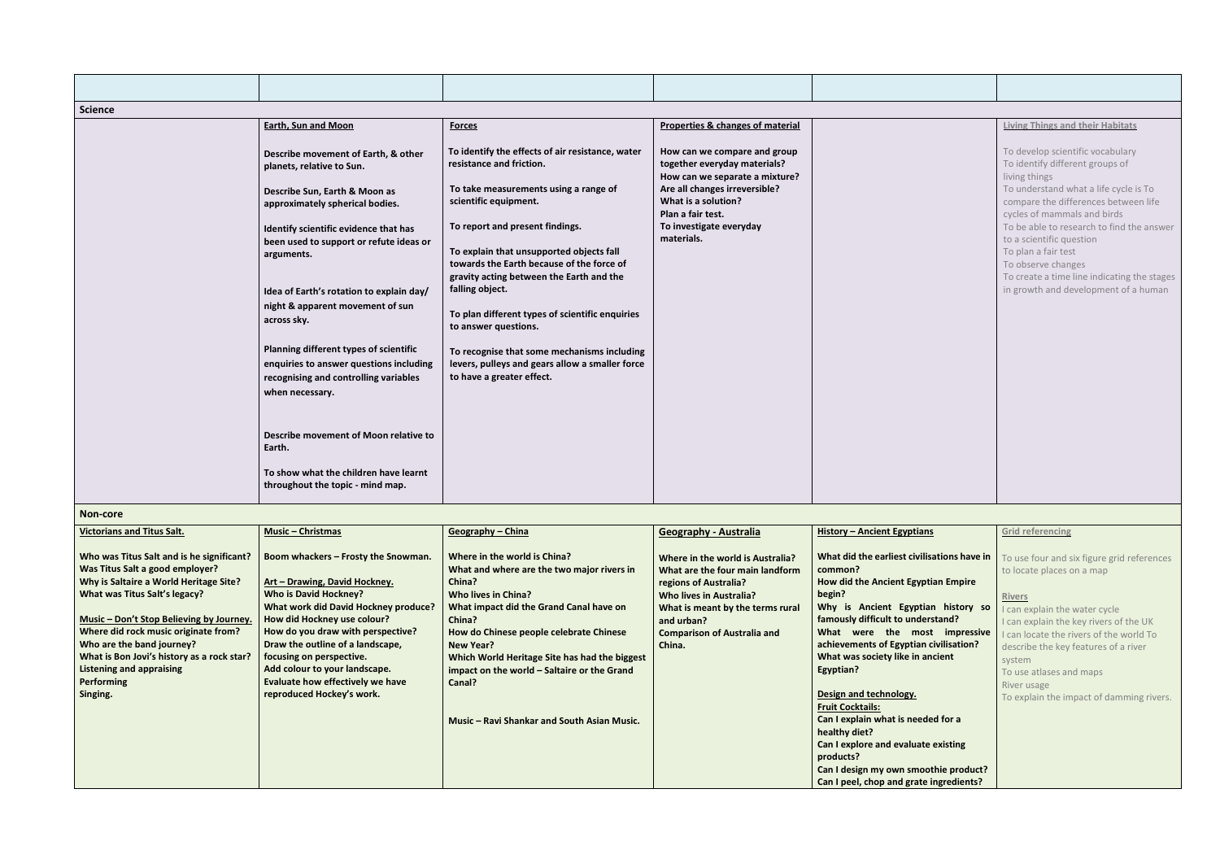|  |  |  |  |  |  |
|---|---|---|---|---|---|
| **Science** |  |  |  |  |  |
|  | **Earth, Sun and Moon**<br><br>**Describe movement of Earth, & other planets, relative to Sun.**<br><br>**Describe Sun, Earth & Moon as approximately spherical bodies.**<br><br>**Identify scientific evidence that has been used to support or refute ideas or arguments.**<br><br>**Idea of Earth's rotation to explain day/ night & apparent movement of sun across sky.**<br><br>**Planning different types of scientific enquiries to answer questions including recognising and controlling variables when necessary.**<br><br>**Describe movement of Moon relative to Earth.**<br><br>**To show what the children have learnt throughout the topic - mind map.** | **Forces**<br><br>**To identify the effects of air resistance, water resistance and friction.**<br><br>**To take measurements using a range of scientific equipment.**<br><br>**To report and present findings.**<br><br>**To explain that unsupported objects fall towards the Earth because of the force of gravity acting between the Earth and the falling object.**<br><br>**To plan different types of scientific enquiries to answer questions.**<br><br>**To recognise that some mechanisms including levers, pulleys and gears allow a smaller force to have a greater effect.** | **Properties & changes of material**<br><br>**How can we compare and group together everyday materials?**<br>**How can we separate a mixture?**<br>**Are all changes irreversible?**<br>**What is a solution?**<br>**Plan a fair test.**<br>**To investigate everyday materials.** |  | **Living Things and their Habitats**<br><br>To develop scientific vocabulary<br>To identify different groups of living things<br>To understand what a life cycle is To compare the differences between life cycles of mammals and birds<br>To be able to research to find the answer to a scientific question<br>To plan a fair test<br>To observe changes<br>To create a time line indicating the stages in growth and development of a human |
| **Non-core** |  |  |  |  |  |
| **Victorians and Titus Salt.**<br><br>**Who was Titus Salt and is he significant?**<br>**Was Titus Salt a good employer?**<br>**Why is Saltaire a World Heritage Site?**<br>**What was Titus Salt's legacy?**<br><br>**Music – Don't Stop Believing by Journey.**<br>**Where did rock music originate from?**<br>**Who are the band journey?**<br>**What is Bon Jovi's history as a rock star?**<br>**Listening and appraising**<br>**Performing**<br>**Singing.** | **Music – Christmas**<br><br>**Boom whackers – Frosty the Snowman.**<br><br>**Art – Drawing, David Hockney.**<br>**Who is David Hockney?**<br>**What work did David Hockney produce?**<br>**How did Hockney use colour?**<br>**How do you draw with perspective?**<br>**Draw the outline of a landscape, focusing on perspective.**<br>**Add colour to your landscape.**<br>**Evaluate how effectively we have reproduced Hockey's work.** | **Geography – China**<br><br>**Where in the world is China?**<br>**What and where are the two major rivers in China?**<br>**Who lives in China?**<br>**What impact did the Grand Canal have on China?**<br>**How do Chinese people celebrate Chinese New Year?**<br>**Which World Heritage Site has had the biggest impact on the world – Saltaire or the Grand Canal?**<br><br>**Music – Ravi Shankar and South Asian Music.** | **Geography - Australia**<br><br>**Where in the world is Australia?**<br>**What are the four main landform regions of Australia?**<br>**Who lives in Australia?**<br>**What is meant by the terms rural and urban?**<br>**Comparison of Australia and China.** | **History – Ancient Egyptians**<br><br>**What did the earliest civilisations have in common?**<br>**How did the Ancient Egyptian Empire begin?**<br>**Why is Ancient Egyptian history so famously difficult to understand?**<br>**What were the most impressive achievements of Egyptian civilisation?**<br>**What was society like in ancient Egyptian?**<br><br>**Design and technology.**<br>**Fruit Cocktails:**<br>**Can I explain what is needed for a healthy diet?**<br>**Can I explore and evaluate existing products?**<br>**Can I design my own smoothie product?**<br>**Can I peel, chop and grate ingredients?** | **Grid referencing**<br><br>To use four and six figure grid references to locate places on a map<br><br>**Rivers**<br>I can explain the water cycle<br>I can explain the key rivers of the UK<br>I can locate the rivers of the world To describe the key features of a river system<br>To use atlases and maps<br>River usage<br>To explain the impact of damming rivers. |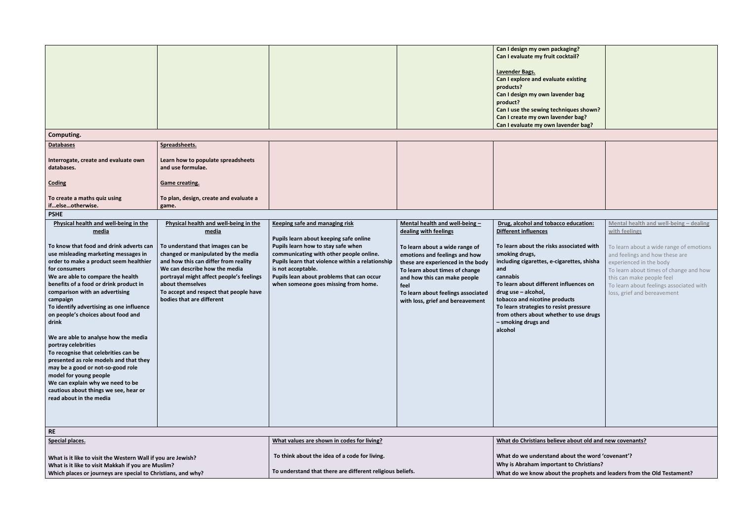|  |  |  |  | Can I design my own packaging?<br>Can I evaluate my fruit cocktail?<br><br>**Lavender Bags.**<br>Can I explore and evaluate existing products?<br>Can I design my own lavender bag product?<br>Can I use the sewing techniques shown?<br>Can I create my own lavender bag?<br>Can I evaluate my own lavender bag? |  |
|---|---|---|---|---|---|
| **Computing.** |  |  |  |  |  |
| **Databases**<br><br>Interrogate, create and evaluate own databases.<br><br>**Coding**<br><br>To create a maths quiz using if…else…otherwise. | **Spreadsheets.**<br><br>Learn how to populate spreadsheets and use formulae.<br><br>**Game creating.**<br><br>To plan, design, create and evaluate a game. |  |  |  |  |
| **PSHE** |  |  |  |  |  |
| **Physical health and well-being in the media**<br><br>To know that food and drink adverts can use misleading marketing messages in order to make a product seem healthier for consumers<br>We are able to compare the health benefits of a food or drink product in comparison with an advertising campaign<br>To identify advertising as one influence on people's choices about food and drink<br><br>We are able to analyse how the media portray celebrities<br>To recognise that celebrities can be presented as role models and that they may be a good or not-so-good role model for young people<br>We can explain why we need to be cautious about things we see, hear or read about in the media | **Physical health and well-being in the media**<br><br>To understand that images can be changed or manipulated by the media and how this can differ from reality<br>We can describe how the media portrayal might affect people's feelings about themselves<br>To accept and respect that people have bodies that are different | **Keeping safe and managing risk**<br><br>Pupils learn about keeping safe online<br>Pupils learn how to stay safe when communicating with other people online.<br>Pupils learn that violence within a relationship is not acceptable.<br>Pupils lean about problems that can occur when someone goes missing from home. | **Mental health and well-being – dealing with feelings**<br><br>To learn about a wide range of emotions and feelings and how these are experienced in the body<br>To learn about times of change and how this can make people feel<br>To learn about feelings associated with loss, grief and bereavement | **Drug, alcohol and tobacco education: Different influences**<br><br>To learn about the risks associated with smoking drugs, including cigarettes, e-cigarettes, shisha and cannabis<br>To learn about different influences on drug use – alcohol, tobacco and nicotine products<br>To learn strategies to resist pressure from others about whether to use drugs – smoking drugs and alcohol | **Mental health and well-being – dealing with feelings**<br><br>To learn about a wide range of emotions and feelings and how these are experienced in the body<br>To learn about times of change and how this can make people feel<br>To learn about feelings associated with loss, grief and bereavement |
| **RE** |  |  |  |  |  |
| **Special places.**<br><br>What is it like to visit the Western Wall if you are Jewish?<br>What is it like to visit Makkah if you are Muslim?<br>Which places or journeys are special to Christians, and why? |  | **What values are shown in codes for living?**<br><br>To think about the idea of a code for living.<br><br>To understand that there are different religious beliefs. |  | **What do Christians believe about old and new covenants?**<br><br>What do we understand about the word 'covenant'?<br>Why is Abraham important to Christians?<br>What do we know about the prophets and leaders from the Old Testament? |  |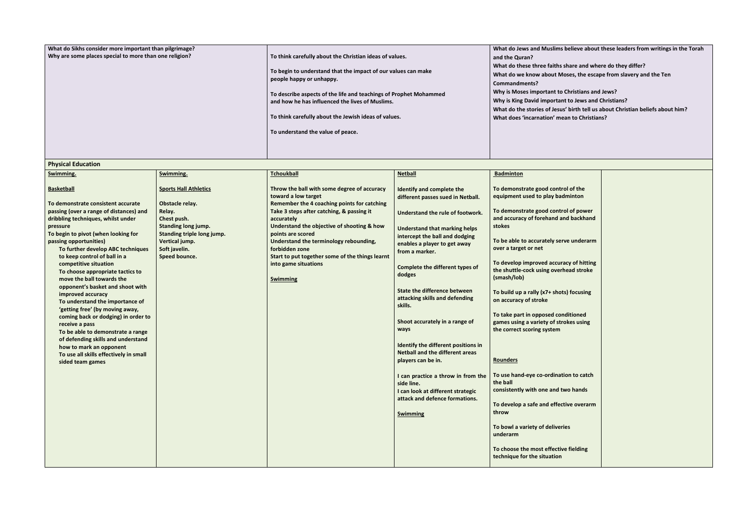| What do Sikhs consider more important than pilgrimage?<br>Why are some places special to more than one religion? | | To think carefully about the Christian ideas of values.<br><br>To begin to understand that the impact of our values can make people happy or unhappy.<br><br>To describe aspects of the life and teachings of Prophet Mohammed and how he has influenced the lives of Muslims.<br><br>To think carefully about the Jewish ideas of values.<br><br>To understand the value of peace. | | What do Jews and Muslims believe about these leaders from writings in the Torah and the Quran?<br>What do these three faiths share and where do they differ?<br>What do we know about Moses, the escape from slavery and the Ten Commandments?<br>Why is Moses important to Christians and Jews?<br>Why is King David important to Jews and Christians?<br>What do the stories of Jesus' birth tell us about Christian beliefs about him?<br>What does 'incarnation' mean to Christians? | |
|---|---|---|---|---|---|
| **Physical Education** | | | | | |
| **Swimming.**<br><br>**Basketball**<br><br>To demonstrate consistent accurate passing (over a range of distances) and dribbling techniques, whilst under pressure<br>To begin to pivot (when looking for passing opportunities)<br>To further develop ABC techniques to keep control of ball in a competitive situation<br>To choose appropriate tactics to move the ball towards the opponent's basket and shoot with improved accuracy<br>To understand the importance of 'getting free' (by moving away, coming back or dodging) in order to receive a pass<br>To be able to demonstrate a range of defending skills and understand how to mark an opponent<br>To use all skills effectively in small sided team games | **Swimming.**<br><br>**Sports Hall Athletics**<br><br>Obstacle relay.<br>Relay.<br>Chest push.<br>Standing long jump.<br>Standing triple long jump.<br>Vertical jump.<br>Soft javelin.<br>Speed bounce. | **Tchoukball**<br><br>Throw the ball with some degree of accuracy toward a low target<br>Remember the 4 coaching points for catching<br>Take 3 steps after catching, & passing it accurately<br>Understand the objective of shooting & how points are scored<br>Understand the terminology rebounding, forbidden zone<br>Start to put together some of the things learnt into game situations<br><br>**Swimming** | **Netball**<br><br>Identify and complete the different passes sued in Netball.<br><br>Understand the rule of footwork.<br><br>Understand that marking helps intercept the ball and dodging enables a player to get away from a marker.<br><br>Complete the different types of dodges<br><br>State the difference between attacking skills and defending skills.<br><br>Shoot accurately in a range of ways<br><br>Identify the different positions in Netball and the different areas players can be in.<br><br>I can practice a throw in from the side line.<br>I can look at different strategic attack and defence formations.<br><br>**Swimming** | **Badminton**<br><br>To demonstrate good control of the equipment used to play badminton<br><br>To demonstrate good control of power and accuracy of forehand and backhand stokes<br><br>To be able to accurately serve underarm over a target or net<br><br>To develop improved accuracy of hitting the shuttle-cock using overhead stroke (smash/lob)<br><br>To build up a rally (x7+ shots) focusing on accuracy of stroke<br><br>To take part in opposed conditioned games using a variety of strokes using the correct scoring system<br><br>**Rounders**<br><br>To use hand-eye co-ordination to catch the ball<br>consistently with one and two hands<br><br>To develop a safe and effective overarm throw<br><br>To bowl a variety of deliveries underarm<br><br>To choose the most effective fielding technique for the situation | |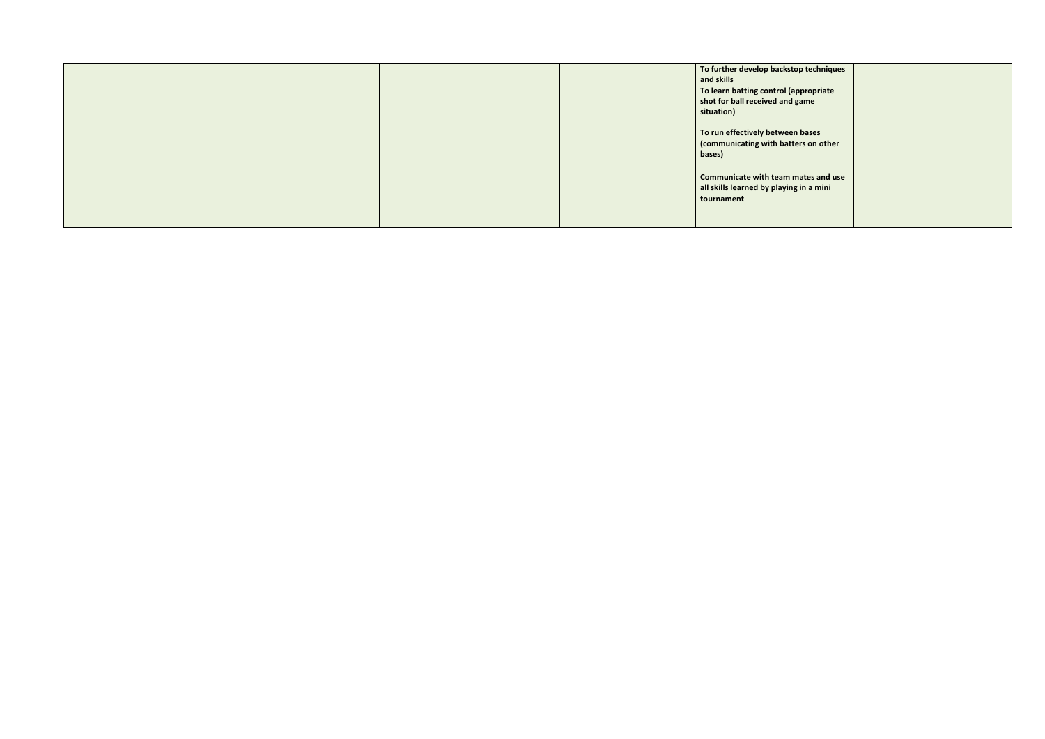| | | | | | |
|---|---|---|---|---|---|
| | | | | **To further develop backstop techniques and skills**<br>**To learn batting control (appropriate shot for ball received and game situation)**<br><br>**To run effectively between bases (communicating with batters on other bases)**<br><br>**Communicate with team mates and use all skills learned by playing in a mini tournament** | |